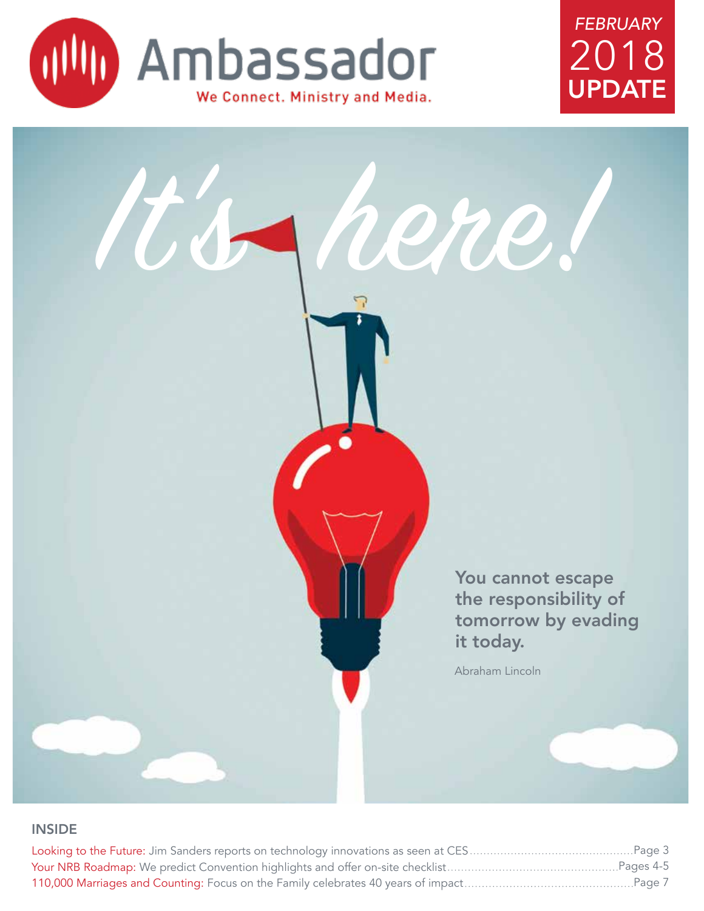# Ambassador

We Connect. Ministry and Media.

*FEBRUARY* 2018 **UPDATE**

# *It's here!*

**You cannot escape the responsibility of tomorrow by evading it today.**

Abraham Lincoln

## INSIDE

Looking to the Future: Jim Sanders reports on technology innovations as seen at CES ............ Page 3

Your NRB Roadmap: We predict Convention highlights and offer on-site checklist ............ Pages 4-5

110,000 Marriages and Counting: Focus on the Family celebrates 40 years of impact ............ Page 7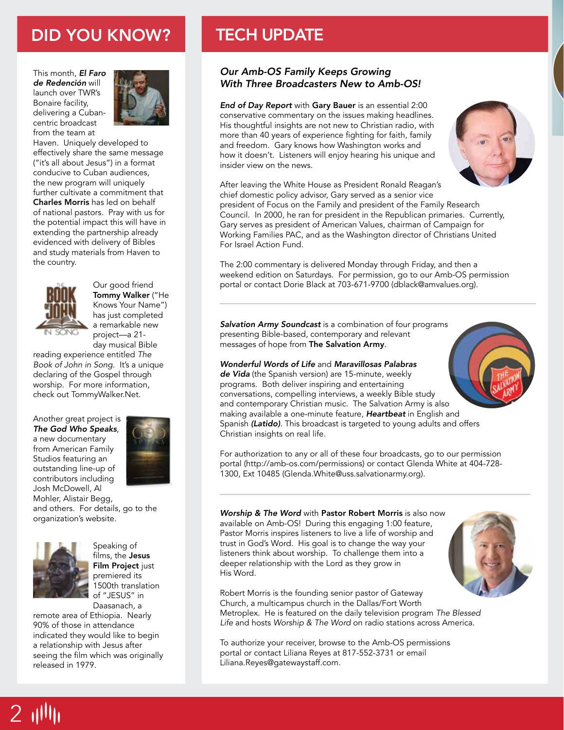## DID YOU KNOW?

This month, ***El Faro de Redención*** will launch over TWR's Bonaire facility, delivering a Cuban-centric broadcast from the team at Haven. Uniquely developed to effectively share the same message ("it's all about Jesus") in a format conducive to Cuban audiences, the new program will uniquely further cultivate a commitment that **Charles Morris** has led on behalf of national pastors. Pray with us for the potential impact this will have in extending the partnership already evidenced with delivery of Bibles and study materials from Haven to the country.

Our good friend **Tommy Walker** ("He Knows Your Name") has just completed a remarkable new project—a 21-day musical Bible reading experience entitled *The Book of John in Song*. It's a unique declaring of the Gospel through worship. For more information, check out TommyWalker.Net.

Another great project is ***The God Who Speaks***, a new documentary from American Family Studios featuring an outstanding line-up of contributors including Josh McDowell, Al Mohler, Alistair Begg, and others. For details, go to the organization's website.

Speaking of films, the **Jesus Film Project** just premiered its 1500th translation of "JESUS" in Daasanach, a remote area of Ethiopia. Nearly 90% of those in attendance indicated they would like to begin a relationship with Jesus after seeing the film which was originally released in 1979.

## TECH UPDATE

### *Our Amb-OS Family Keeps Growing With Three Broadcasters New to Amb-OS!*

***End of Day Report*** with **Gary Bauer** is an essential 2:00 conservative commentary on the issues making headlines. His thoughtful insights are not new to Christian radio, with more than 40 years of experience fighting for faith, family and freedom. Gary knows how Washington works and how it doesn't. Listeners will enjoy hearing his unique and insider view on the news.

After leaving the White House as President Ronald Reagan's chief domestic policy advisor, Gary served as a senior vice president of Focus on the Family and president of the Family Research Council. In 2000, he ran for president in the Republican primaries. Currently, Gary serves as president of American Values, chairman of Campaign for Working Families PAC, and as the Washington director of Christians United For Israel Action Fund.

The 2:00 commentary is delivered Monday through Friday, and then a weekend edition on Saturdays. For permission, go to our Amb-OS permission portal or contact Dorie Black at 703-671-9700 (dblack@amvalues.org).

---

***Salvation Army Soundcast*** is a combination of four programs presenting Bible-based, contemporary and relevant messages of hope from **The Salvation Army**.

***Wonderful Words of Life*** and ***Maravillosas Palabras de Vida*** (the Spanish version) are 15-minute, weekly programs. Both deliver inspiring and entertaining conversations, compelling interviews, a weekly Bible study and contemporary Christian music. The Salvation Army is also making available a one-minute feature, ***Heartbeat*** in English and Spanish ***(Latido)***. This broadcast is targeted to young adults and offers Christian insights on real life.

For authorization to any or all of these four broadcasts, go to our permission portal (http://amb-os.com/permissions) or contact Glenda White at 404-728-1300, Ext 10485 (Glenda.White@uss.salvationarmy.org).

---

***Worship & The Word*** with **Pastor Robert Morris** is also now available on Amb-OS! During this engaging 1:00 feature, Pastor Morris inspires listeners to live a life of worship and trust in God's Word. His goal is to change the way your listeners think about worship. To challenge them into a deeper relationship with the Lord as they grow in His Word.

Robert Morris is the founding senior pastor of Gateway Church, a multicampus church in the Dallas/Fort Worth Metroplex. He is featured on the daily television program *The Blessed Life* and hosts *Worship & The Word* on radio stations across America.

To authorize your receiver, browse to the Amb-OS permissions portal or contact Liliana Reyes at 817-552-3731 or email Liliana.Reyes@gatewaystaff.com.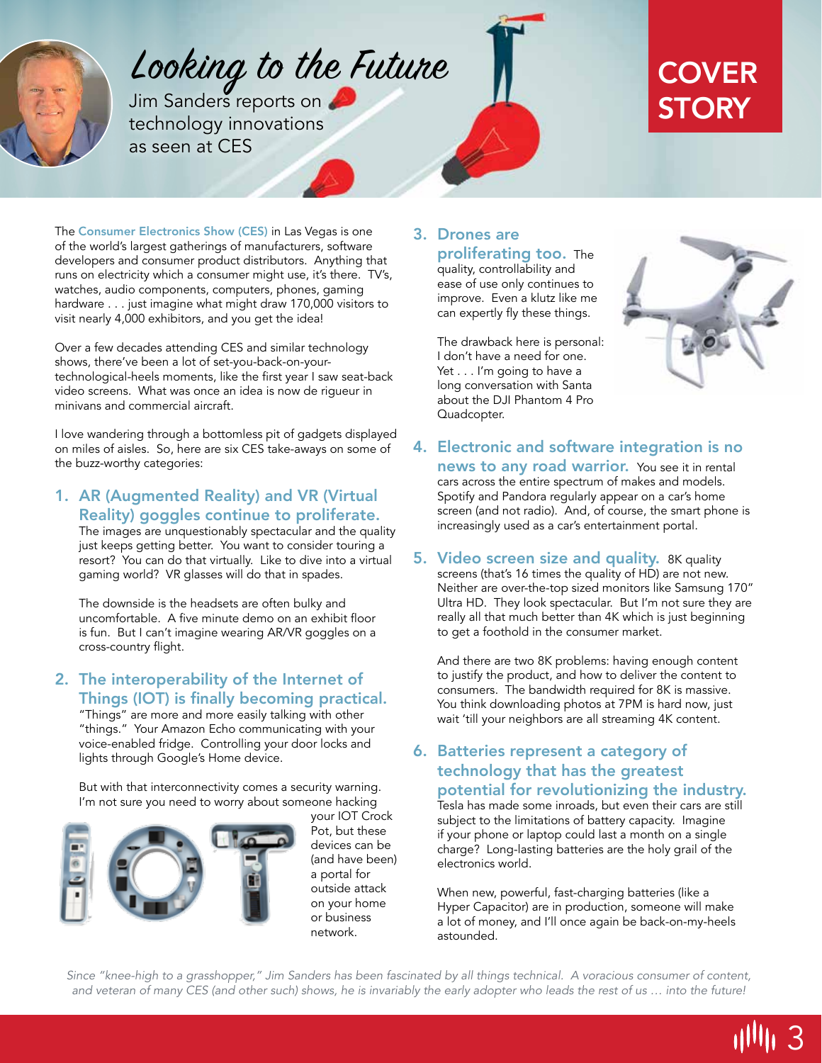# Looking to the Future

Jim Sanders reports on technology innovations as seen at CES

COVER STORY

The Consumer Electronics Show (CES) in Las Vegas is one of the world's largest gatherings of manufacturers, software developers and consumer product distributors. Anything that runs on electricity which a consumer might use, it's there. TV's, watches, audio components, computers, phones, gaming hardware . . . just imagine what might draw 170,000 visitors to visit nearly 4,000 exhibitors, and you get the idea!

Over a few decades attending CES and similar technology shows, there've been a lot of set-you-back-on-your-technological-heels moments, like the first year I saw seat-back video screens. What was once an idea is now de rigueur in minivans and commercial aircraft.

I love wandering through a bottomless pit of gadgets displayed on miles of aisles. So, here are six CES take-aways on some of the buzz-worthy categories:

## 1. AR (Augmented Reality) and VR (Virtual Reality) goggles continue to proliferate.

The images are unquestionably spectacular and the quality just keeps getting better. You want to consider touring a resort? You can do that virtually. Like to dive into a virtual gaming world? VR glasses will do that in spades.

The downside is the headsets are often bulky and uncomfortable. A five minute demo on an exhibit floor is fun. But I can't imagine wearing AR/VR goggles on a cross-country flight.

## 2. The interoperability of the Internet of Things (IOT) is finally becoming practical.

"Things" are more and more easily talking with other "things." Your Amazon Echo communicating with your voice-enabled fridge. Controlling your door locks and lights through Google's Home device.

But with that interconnectivity comes a security warning. I'm not sure you need to worry about someone hacking your IOT Crock Pot, but these devices can be (and have been) a portal for outside attack on your home or business network.

## 3. Drones are proliferating too.

The quality, controllability and ease of use only continues to improve. Even a klutz like me can expertly fly these things.

The drawback here is personal: I don't have a need for one. Yet . . . I'm going to have a long conversation with Santa about the DJI Phantom 4 Pro Quadcopter.

## 4. Electronic and software integration is no news to any road warrior.

You see it in rental cars across the entire spectrum of makes and models. Spotify and Pandora regularly appear on a car's home screen (and not radio). And, of course, the smart phone is increasingly used as a car's entertainment portal.

## 5. Video screen size and quality.

8K quality screens (that's 16 times the quality of HD) are not new. Neither are over-the-top sized monitors like Samsung 170" Ultra HD. They look spectacular. But I'm not sure they are really all that much better than 4K which is just beginning to get a foothold in the consumer market.

And there are two 8K problems: having enough content to justify the product, and how to deliver the content to consumers. The bandwidth required for 8K is massive. You think downloading photos at 7PM is hard now, just wait 'till your neighbors are all streaming 4K content.

## 6. Batteries represent a category of technology that has the greatest potential for revolutionizing the industry.

Tesla has made some inroads, but even their cars are still subject to the limitations of battery capacity. Imagine if your phone or laptop could last a month on a single charge? Long-lasting batteries are the holy grail of the electronics world.

When new, powerful, fast-charging batteries (like a Hyper Capacitor) are in production, someone will make a lot of money, and I'll once again be back-on-my-heels astounded.

*Since "knee-high to a grasshopper," Jim Sanders has been fascinated by all things technical. A voracious consumer of content, and veteran of many CES (and other such) shows, he is invariably the early adopter who leads the rest of us … into the future!*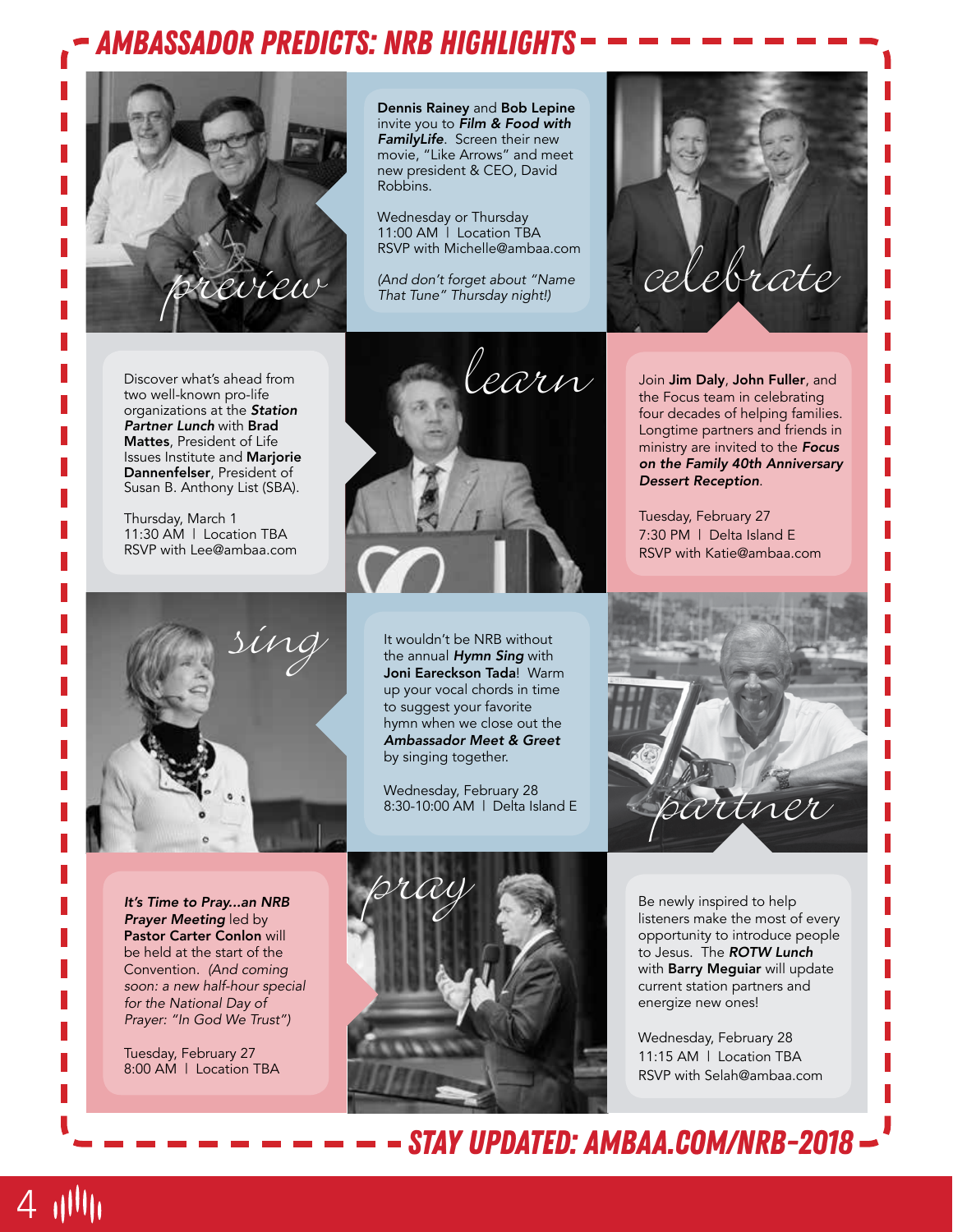# AMBASSADOR PREDICTS: NRB HIGHLIGHTS

preview

**Dennis Rainey** and **Bob Lepine** invite you to ***Film & Food with FamilyLife***. Screen their new movie, "Like Arrows" and meet new president & CEO, David Robbins.

Wednesday or Thursday
11:00 AM | Location TBA
RSVP with Michelle@ambaa.com

*(And don't forget about "Name That Tune" Thursday night!)*

celebrate

Discover what's ahead from two well-known pro-life organizations at the ***Station Partner Lunch*** with **Brad Mattes**, President of Life Issues Institute and **Marjorie Dannenfelser**, President of Susan B. Anthony List (SBA).

Thursday, March 1
11:30 AM | Location TBA
RSVP with Lee@ambaa.com

learn

Join **Jim Daly**, **John Fuller**, and the Focus team in celebrating four decades of helping families. Longtime partners and friends in ministry are invited to the ***Focus on the Family 40th Anniversary Dessert Reception***.

Tuesday, February 27
7:30 PM | Delta Island E
RSVP with Katie@ambaa.com

sing

It wouldn't be NRB without the annual ***Hymn Sing*** with **Joni Eareckson Tada**! Warm up your vocal chords in time to suggest your favorite hymn when we close out the ***Ambassador Meet & Greet*** by singing together.

Wednesday, February 28
8:30-10:00 AM | Delta Island E

partner

***It's Time to Pray...an NRB Prayer Meeting*** led by **Pastor Carter Conlon** will be held at the start of the Convention. *(And coming soon: a new half-hour special for the National Day of Prayer: "In God We Trust")*

Tuesday, February 27
8:00 AM | Location TBA

pray

Be newly inspired to help listeners make the most of every opportunity to introduce people to Jesus. The ***ROTW Lunch*** with **Barry Meguiar** will update current station partners and energize new ones!

Wednesday, February 28
11:15 AM | Location TBA
RSVP with Selah@ambaa.com

## STAY UPDATED: AMBAA.COM/NRB-2018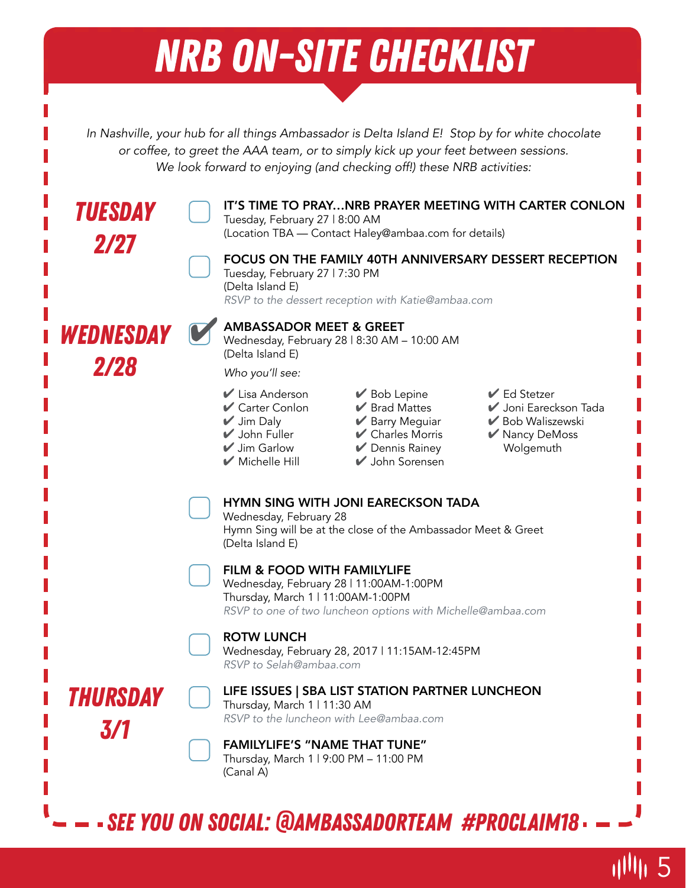# NRB ON-SITE CHECKLIST

*In Nashville, your hub for all things Ambassador is Delta Island E! Stop by for white chocolate or coffee, to greet the AAA team, or to simply kick up your feet between sessions. We look forward to enjoying (and checking off!) these NRB activities:*

## TUESDAY 2/27

- [ ] **IT'S TIME TO PRAY...NRB PRAYER MEETING WITH CARTER CONLON**
  Tuesday, February 27 | 8:00 AM
  (Location TBA — Contact Haley@ambaa.com for details)

- [ ] **FOCUS ON THE FAMILY 40TH ANNIVERSARY DESSERT RECEPTION**
  Tuesday, February 27 | 7:30 PM
  (Delta Island E)
  *RSVP to the dessert reception with Katie@ambaa.com*

## WEDNESDAY 2/28

- [x] **AMBASSADOR MEET & GREET**
  Wednesday, February 28 | 8:30 AM – 10:00 AM
  (Delta Island E)
  *Who you'll see:*
  - ✔ Lisa Anderson
  - ✔ Carter Conlon
  - ✔ Jim Daly
  - ✔ John Fuller
  - ✔ Jim Garlow
  - ✔ Michelle Hill
  - ✔ Bob Lepine
  - ✔ Brad Mattes
  - ✔ Barry Meguiar
  - ✔ Charles Morris
  - ✔ Dennis Rainey
  - ✔ John Sorensen
  - ✔ Ed Stetzer
  - ✔ Joni Eareckson Tada
  - ✔ Bob Waliszewski
  - ✔ Nancy DeMoss Wolgemuth

- [ ] **HYMN SING WITH JONI EARECKSON TADA**
  Wednesday, February 28
  Hymn Sing will be at the close of the Ambassador Meet & Greet
  (Delta Island E)

- [ ] **FILM & FOOD WITH FAMILYLIFE**
  Wednesday, February 28 | 11:00AM-1:00PM
  Thursday, March 1 | 11:00AM-1:00PM
  *RSVP to one of two luncheon options with Michelle@ambaa.com*

- [ ] **ROTW LUNCH**
  Wednesday, February 28, 2017 | 11:15AM-12:45PM
  *RSVP to Selah@ambaa.com*

## THURSDAY 3/1

- [ ] **LIFE ISSUES | SBA LIST STATION PARTNER LUNCHEON**
  Thursday, March 1 | 11:30 AM
  *RSVP to the luncheon with Lee@ambaa.com*

- [ ] **FAMILYLIFE'S "NAME THAT TUNE"**
  Thursday, March 1 | 9:00 PM – 11:00 PM
  (Canal A)

**SEE YOU ON SOCIAL: @AMBASSADORTEAM #PROCLAIM18**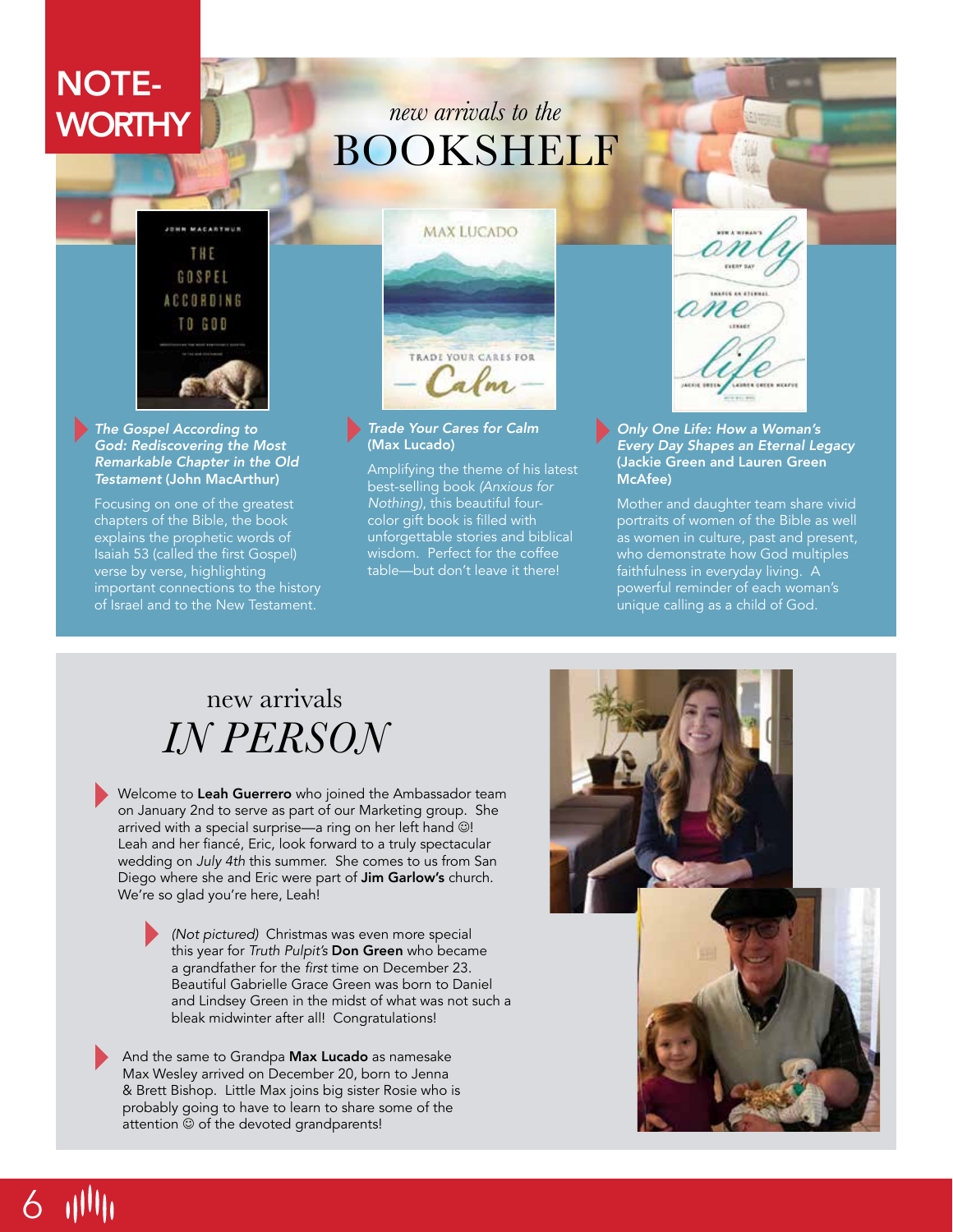# NOTE-WORTHY

## *new arrivals to the* BOOKSHELF

***The Gospel According to God: Rediscovering the Most Remarkable Chapter in the Old Testament* (John MacArthur)**

Focusing on one of the greatest chapters of the Bible, the book explains the prophetic words of Isaiah 53 (called the first Gospel) verse by verse, highlighting important connections to the history of Israel and to the New Testament.

***Trade Your Cares for Calm* (Max Lucado)**

Amplifying the theme of his latest best-selling book *(Anxious for Nothing)*, this beautiful four-color gift book is filled with unforgettable stories and biblical wisdom. Perfect for the coffee table—but don't leave it there!

***Only One Life: How a Woman's Every Day Shapes an Eternal Legacy* (Jackie Green and Lauren Green McAfee)**

Mother and daughter team share vivid portraits of women of the Bible as well as women in culture, past and present, who demonstrate how God multiples faithfulness in everyday living. A powerful reminder of each woman's unique calling as a child of God.

## new arrivals *IN PERSON*

Welcome to **Leah Guerrero** who joined the Ambassador team on January 2nd to serve as part of our Marketing group. She arrived with a special surprise—a ring on her left hand ☺! Leah and her fiancé, Eric, look forward to a truly spectacular wedding on *July 4th* this summer. She comes to us from San Diego where she and Eric were part of **Jim Garlow's** church. We're so glad you're here, Leah!

*(Not pictured)* Christmas was even more special this year for *Truth Pulpit's* **Don Green** who became a grandfather for the *first* time on December 23. Beautiful Gabrielle Grace Green was born to Daniel and Lindsey Green in the midst of what was not such a bleak midwinter after all! Congratulations!

And the same to Grandpa **Max Lucado** as namesake Max Wesley arrived on December 20, born to Jenna & Brett Bishop. Little Max joins big sister Rosie who is probably going to have to learn to share some of the attention ☺ of the devoted grandparents!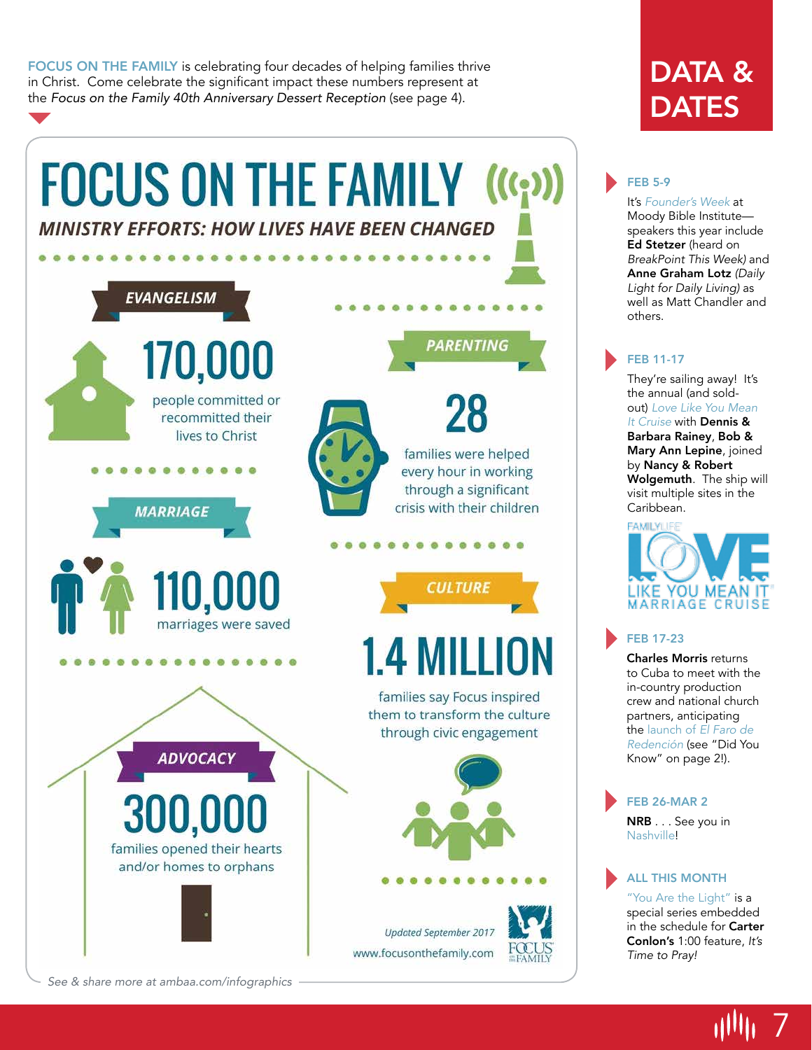FOCUS ON THE FAMILY is celebrating four decades of helping families thrive in Christ. Come celebrate the significant impact these numbers represent at the *Focus on the Family 40th Anniversary Dessert Reception* (see page 4).

# FOCUS ON THE FAMILY

***MINISTRY EFFORTS: HOW LIVES HAVE BEEN CHANGED***

### EVANGELISM

**170,000**

people committed or recommitted their lives to Christ

### PARENTING

**28**

families were helped every hour in working through a significant crisis with their children

### MARRIAGE

**110,000**

marriages were saved

### CULTURE

**1.4 MILLION**

families say Focus inspired them to transform the culture through civic engagement

### ADVOCACY

**300,000**

families opened their hearts and/or homes to orphans

*Updated September 2017*

www.focusonthefamily.com

*See & share more at ambaa.com/infographics*

# DATA & DATES

**FEB 5-9**

It's *Founder's Week* at Moody Bible Institute—speakers this year include **Ed Stetzer** (heard on *BreakPoint This Week)* and **Anne Graham Lotz** *(Daily Light for Daily Living)* as well as Matt Chandler and others.

**FEB 11-17**

They're sailing away! It's the annual (and sold-out) *Love Like You Mean It Cruise* with **Dennis & Barbara Rainey**, **Bob & Mary Ann Lepine**, joined by **Nancy & Robert Wolgemuth**. The ship will visit multiple sites in the Caribbean.

FAMILYLIFE LOVE LIKE YOU MEAN IT MARRIAGE CRUISE

**FEB 17-23**

**Charles Morris** returns to Cuba to meet with the in-country production crew and national church partners, anticipating the launch of *El Faro de Redención* (see "Did You Know" on page 2!).

**FEB 26-MAR 2**

**NRB** . . . See you in Nashville!

**ALL THIS MONTH**

"You Are the Light" is a special series embedded in the schedule for **Carter Conlon's** 1:00 feature, *It's Time to Pray!*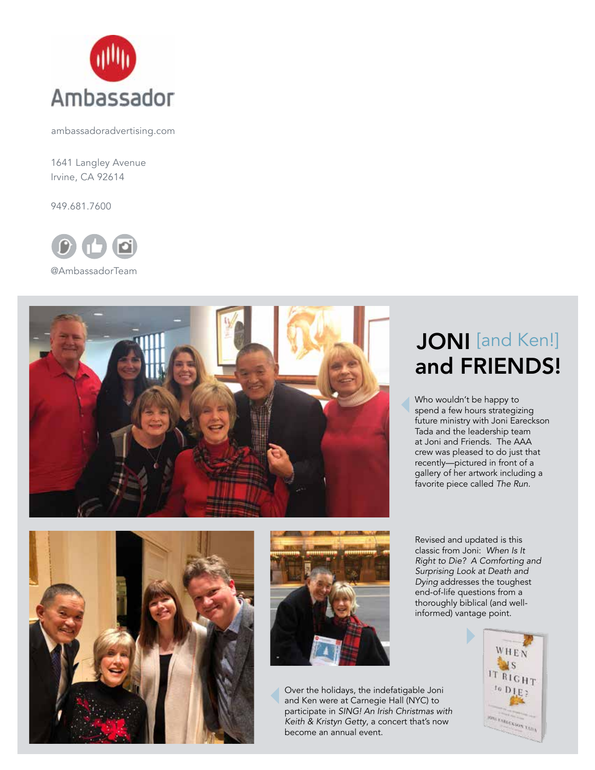Ambassador

ambassadoradvertising.com

1641 Langley Avenue
Irvine, CA 92614

949.681.7600

@AmbassadorTeam

# JONI [and Ken!] and FRIENDS!

Who wouldn't be happy to spend a few hours strategizing future ministry with Joni Eareckson Tada and the leadership team at Joni and Friends. The AAA crew was pleased to do just that recently—pictured in front of a gallery of her artwork including a favorite piece called *The Run*.

Revised and updated is this classic from Joni: *When Is It Right to Die? A Comforting and Surprising Look at Death and Dying* addresses the toughest end-of-life questions from a thoroughly biblical (and well-informed) vantage point.

Over the holidays, the indefatigable Joni and Ken were at Carnegie Hall (NYC) to participate in *SING! An Irish Christmas with Keith & Kristyn Getty*, a concert that's now become an annual event.